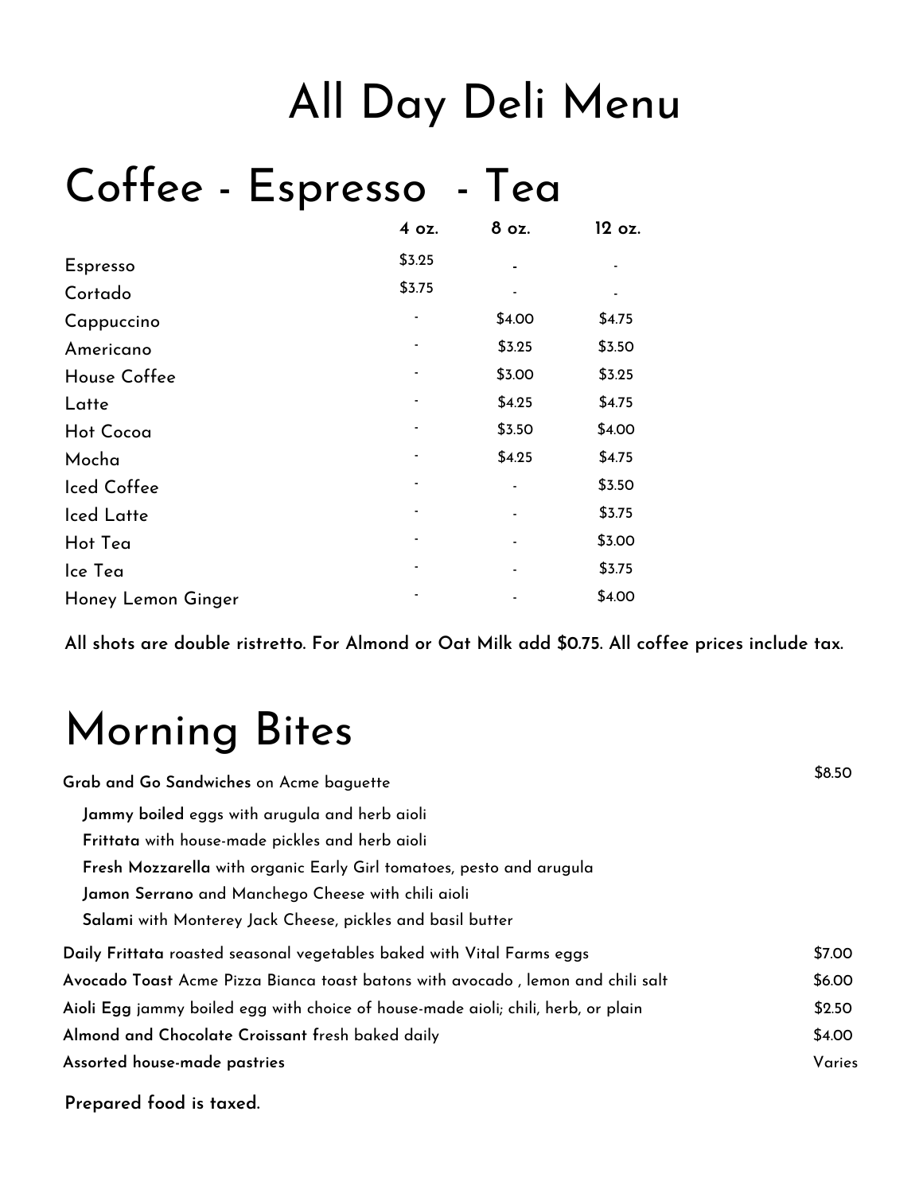# All Day Deli Menu

## Coffee - Espresso - Tea

| | 4 oz. | 8 oz. | 12 oz. |
|---|---|---|---|
| Espresso | $3.25 | - | - |
| Cortado | $3.75 | - | - |
| Cappuccino | - | $4.00 | $4.75 |
| Americano | - | $3.25 | $3.50 |
| House Coffee | - | $3.00 | $3.25 |
| Latte | - | $4.25 | $4.75 |
| Hot Cocoa | - | $3.50 | $4.00 |
| Mocha | - | $4.25 | $4.75 |
| Iced Coffee | - | - | $3.50 |
| Iced Latte | - | - | $3.75 |
| Hot Tea | - | - | $3.00 |
| Ice Tea | - | - | $3.75 |
| Honey Lemon Ginger | - | - | $4.00 |

**All shots are double ristretto. For Almond or Oat Milk add $0.75. All coffee prices include tax.**

## Morning Bites

**Grab and Go Sandwiches** on Acme baguette — $8.50

- **Jammy boiled** eggs with arugula and herb aioli
- **Frittata** with house-made pickles and herb aioli
- **Fresh Mozzarella** with organic Early Girl tomatoes, pesto and arugula
- **Jamon Serrano** and Manchego Cheese with chili aioli
- **Salami** with Monterey Jack Cheese, pickles and basil butter

| Item | Price |
|---|---|
| **Daily Frittata** roasted seasonal vegetables baked with Vital Farms eggs | $7.00 |
| **Avocado Toast** Acme Pizza Bianca toast batons with avocado , lemon and chili salt | $6.00 |
| **Aioli Egg** jammy boiled egg with choice of house-made aioli; chili, herb, or plain | $2.50 |
| **Almond and Chocolate Croissant** fresh baked daily | $4.00 |
| **Assorted house-made pastries** | Varies |

**Prepared food is taxed.**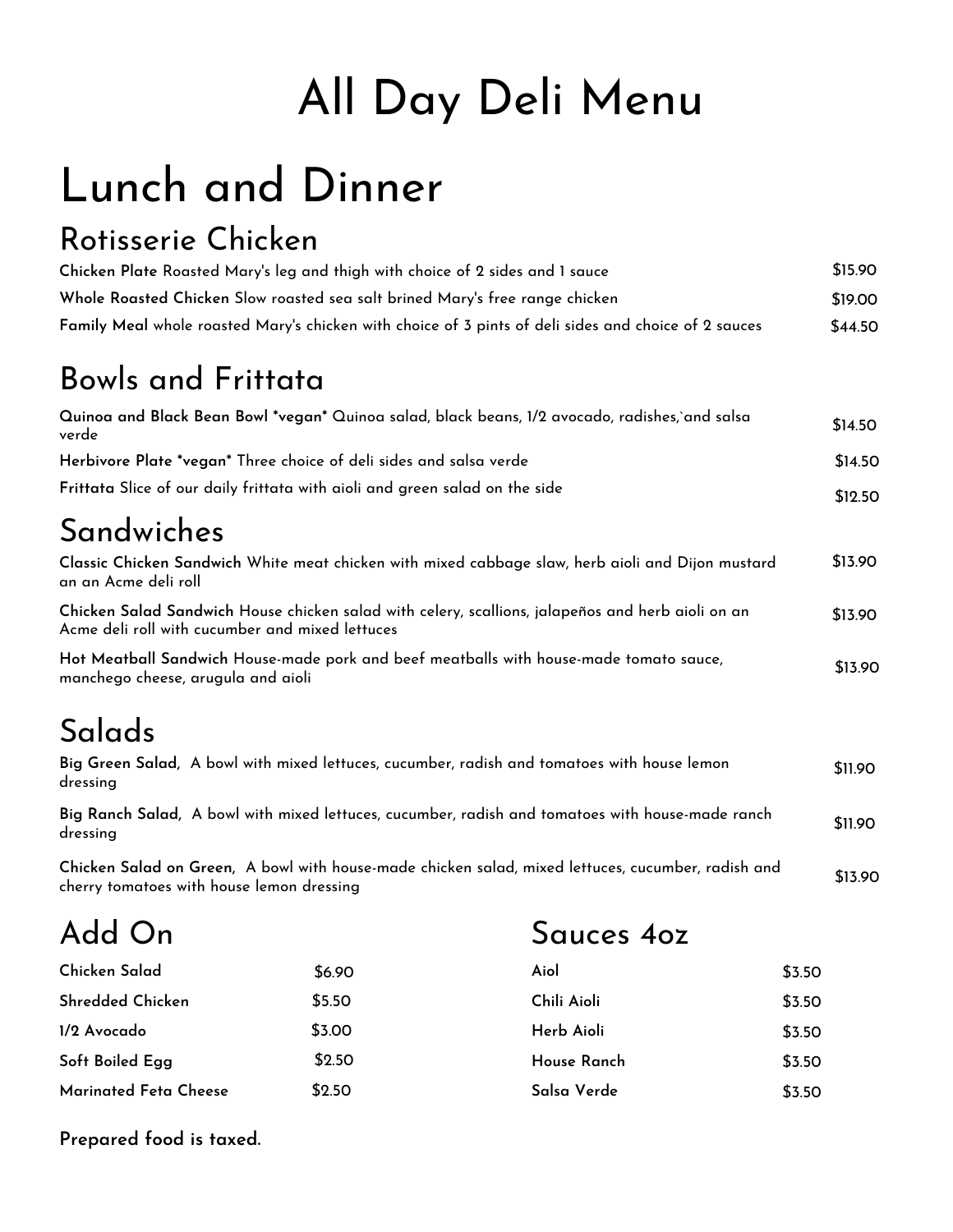# All Day Deli Menu

## Lunch and Dinner

### Rotisserie Chicken

**Chicken Plate** Roasted Mary's leg and thigh with choice of 2 sides and 1 sauce — $15.90

**Whole Roasted Chicken** Slow roasted sea salt brined Mary's free range chicken — $19.00

**Family Meal** whole roasted Mary's chicken with choice of 3 pints of deli sides and choice of 2 sauces — $44.50

### Bowls and Frittata

**Quinoa and Black Bean Bowl *vegan*** Quinoa salad, black beans, 1/2 avocado, radishes,`and salsa verde — $14.50

**Herbivore Plate *vegan*** Three choice of deli sides and salsa verde — $14.50

**Frittata** Slice of our daily frittata with aioli and green salad on the side — $12.50

### Sandwiches

**Classic Chicken Sandwich** White meat chicken with mixed cabbage slaw, herb aioli and Dijon mustard an an Acme deli roll — $13.90

**Chicken Salad Sandwich** House chicken salad with celery, scallions, jalapeños and herb aioli on an Acme deli roll with cucumber and mixed lettuces — $13.90

**Hot Meatball Sandwich** House-made pork and beef meatballs with house-made tomato sauce, manchego cheese, arugula and aioli — $13.90

### Salads

**Big Green Salad**, A bowl with mixed lettuces, cucumber, radish and tomatoes with house lemon dressing — $11.90

**Big Ranch Salad**, A bowl with mixed lettuces, cucumber, radish and tomatoes with house-made ranch dressing — $11.90

**Chicken Salad on Green**, A bowl with house-made chicken salad, mixed lettuces, cucumber, radish and cherry tomatoes with house lemon dressing — $13.90

### Add On

| | |
|---|---|
| **Chicken Salad** | $6.90 |
| **Shredded Chicken** | $5.50 |
| **1/2 Avocado** | $3.00 |
| **Soft Boiled Egg** | $2.50 |
| **Marinated Feta Cheese** | $2.50 |

### Sauces 4oz

| | |
|---|---|
| **Aiol** | $3.50 |
| **Chili Aioli** | $3.50 |
| **Herb Aioli** | $3.50 |
| **House Ranch** | $3.50 |
| **Salsa Verde** | $3.50 |

**Prepared food is taxed.**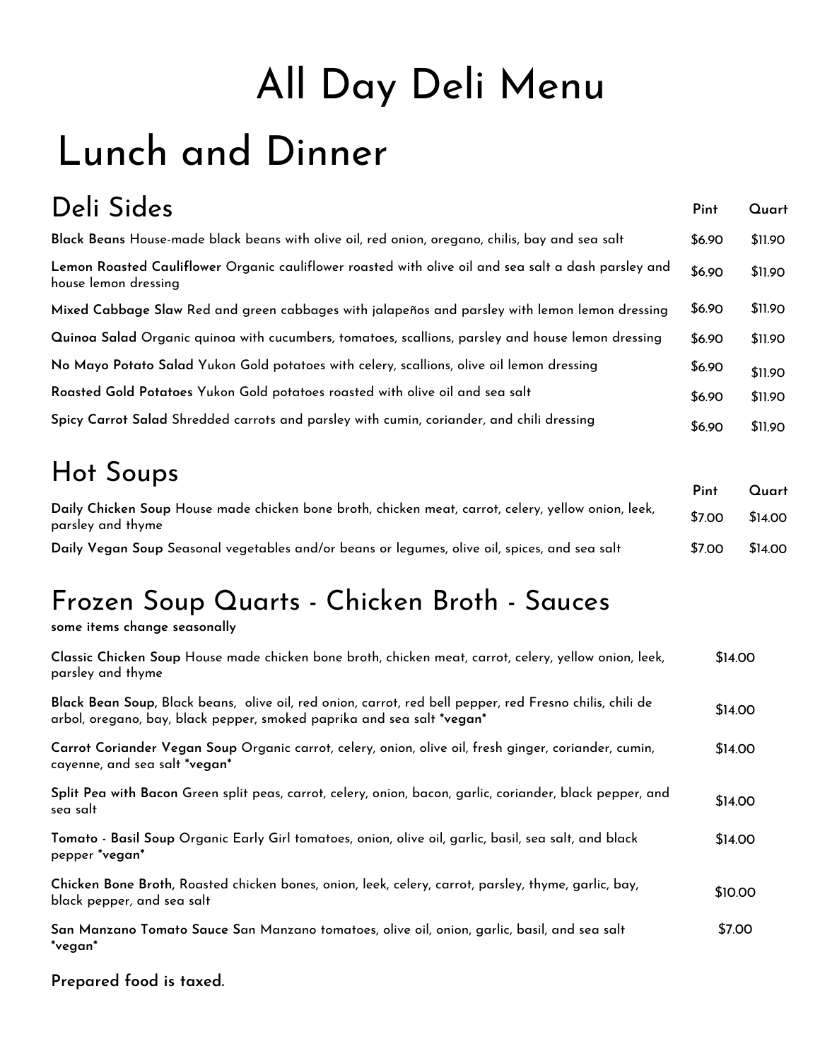# All Day Deli Menu

# Lunch and Dinner

## Deli Sides

| | Pint | Quart |
|---|---|---|
| **Black Beans** House-made black beans with olive oil, red onion, oregano, chilis, bay and sea salt | $6.90 | $11.90 |
| **Lemon Roasted Cauliflower** Organic cauliflower roasted with olive oil and sea salt a dash parsley and house lemon dressing | $6.90 | $11.90 |
| **Mixed Cabbage Slaw** Red and green cabbages with jalapeños and parsley with lemon lemon dressing | $6.90 | $11.90 |
| **Quinoa Salad** Organic quinoa with cucumbers, tomatoes, scallions, parsley and house lemon dressing | $6.90 | $11.90 |
| **No Mayo Potato Salad** Yukon Gold potatoes with celery, scallions, olive oil lemon dressing | $6.90 | $11.90 |
| **Roasted Gold Potatoes** Yukon Gold potatoes roasted with olive oil and sea salt | $6.90 | $11.90 |
| **Spicy Carrot Salad** Shredded carrots and parsley with cumin, coriander, and chili dressing | $6.90 | $11.90 |

## Hot Soups

| | Pint | Quart |
|---|---|---|
| **Daily Chicken Soup** House made chicken bone broth, chicken meat, carrot, celery, yellow onion, leek, parsley and thyme | $7.00 | $14.00 |
| **Daily Vegan Soup** Seasonal vegetables and/or beans or legumes, olive oil, spices, and sea salt | $7.00 | $14.00 |

## Frozen Soup Quarts - Chicken Broth - Sauces

**some items change seasonally**

| | |
|---|---|
| **Classic Chicken Soup** House made chicken bone broth, chicken meat, carrot, celery, yellow onion, leek, parsley and thyme | $14.00 |
| **Black Bean Soup**, Black beans, olive oil, red onion, carrot, red bell pepper, red Fresno chilis, chili de arbol, oregano, bay, black pepper, smoked paprika and sea salt ***vegan*** | $14.00 |
| **Carrot Coriander Vegan Soup** Organic carrot, celery, onion, olive oil, fresh ginger, coriander, cumin, cayenne, and sea salt ***vegan*** | $14.00 |
| **Split Pea with Bacon** Green split peas, carrot, celery, onion, bacon, garlic, coriander, black pepper, and sea salt | $14.00 |
| **Tomato - Basil Soup** Organic Early Girl tomatoes, onion, olive oil, garlic, basil, sea salt, and black pepper ***vegan*** | $14.00 |
| **Chicken Bone Broth**, Roasted chicken bones, onion, leek, celery, carrot, parsley, thyme, garlic, bay, black pepper, and sea salt | $10.00 |
| **San Manzano Tomato Sauce** San Manzano tomatoes, olive oil, onion, garlic, basil, and sea salt ***vegan*** | $7.00 |

**Prepared food is taxed.**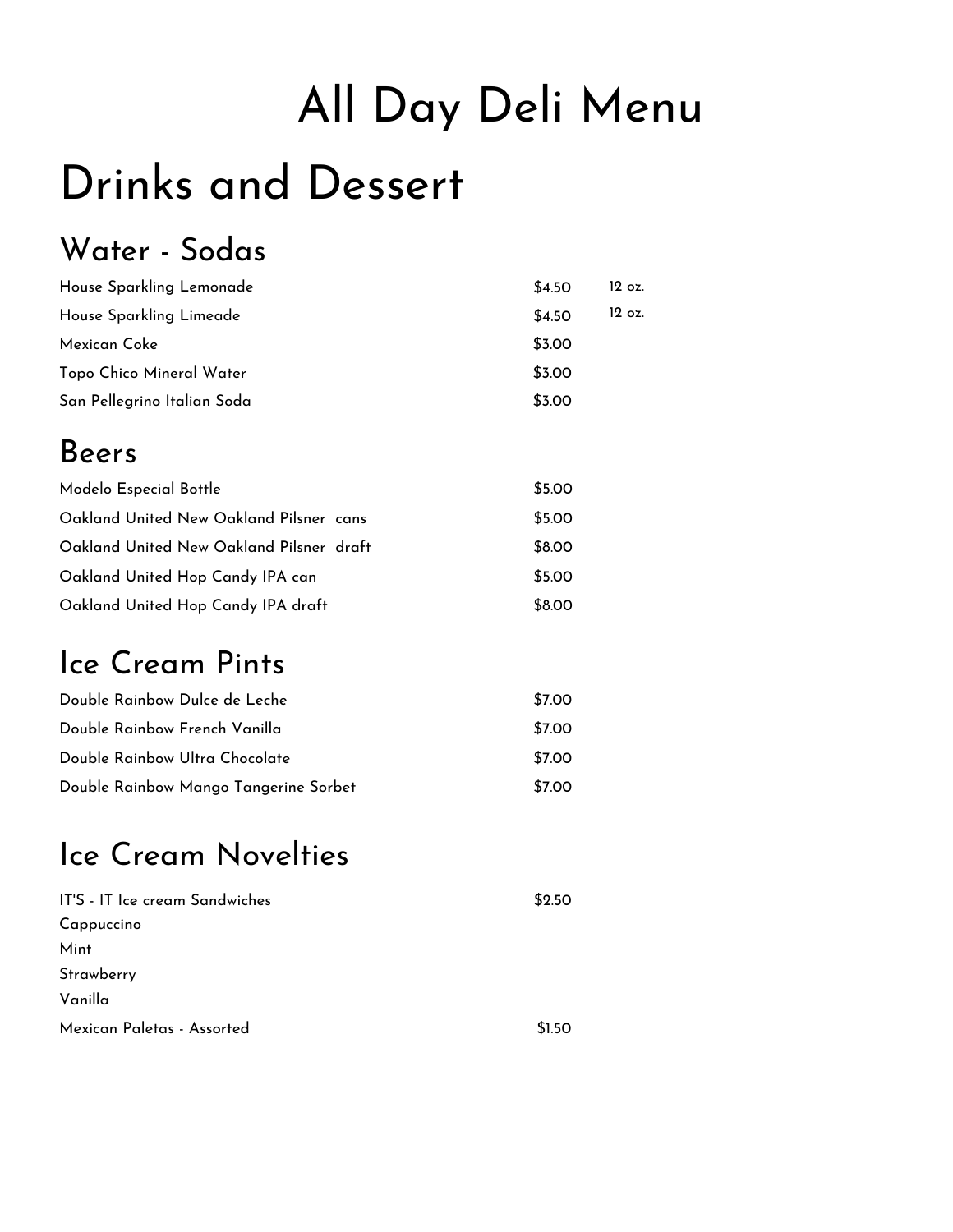# All Day Deli Menu

## Drinks and Dessert

### Water - Sodas

| | | |
|---|---|---|
| House Sparkling Lemonade | $4.50 | 12 oz. |
| House Sparkling Limeade | $4.50 | 12 oz. |
| Mexican Coke | $3.00 | |
| Topo Chico Mineral Water | $3.00 | |
| San Pellegrino Italian Soda | $3.00 | |

### Beers

| | |
|---|---|
| Modelo Especial Bottle | $5.00 |
| Oakland United New Oakland Pilsner cans | $5.00 |
| Oakland United New Oakland Pilsner draft | $8.00 |
| Oakland United Hop Candy IPA can | $5.00 |
| Oakland United Hop Candy IPA draft | $8.00 |

### Ice Cream Pints

| | |
|---|---|
| Double Rainbow Dulce de Leche | $7.00 |
| Double Rainbow French Vanilla | $7.00 |
| Double Rainbow Ultra Chocolate | $7.00 |
| Double Rainbow Mango Tangerine Sorbet | $7.00 |

### Ice Cream Novelties

| | |
|---|---|
| IT'S - IT Ice cream Sandwiches | $2.50 |
| Cappuccino | |
| Mint | |
| Strawberry | |
| Vanilla | |
| Mexican Paletas - Assorted | $1.50 |